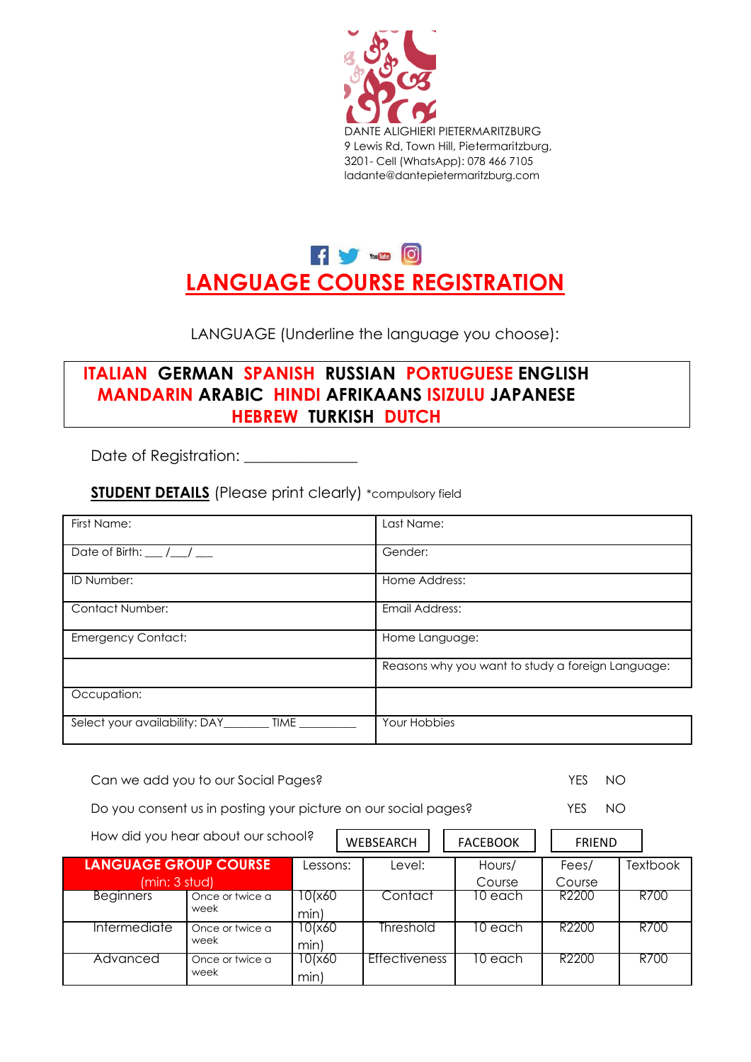DANTE ALIGHIERI PIETERMARITZBURG
9 Lewis Rd, Town Hill, Pietermaritzburg,
3201- Cell (WhatsApp): 078 466 7105
ladante@dantepietermaritzburg.com

# LANGUAGE COURSE REGISTRATION

LANGUAGE (Underline the language you choose):

**ITALIAN GERMAN SPANISH RUSSIAN PORTUGUESE ENGLISH MANDARIN ARABIC HINDI AFRIKAANS ISIZULU JAPANESE HEBREW TURKISH DUTCH**

Date of Registration: _______________

**STUDENT DETAILS** (Please print clearly) *compulsory field

| | |
|---|---|
| First Name: | Last Name: |
| Date of Birth: ___ /___/ ___ | Gender: |
| ID Number: | Home Address: |
| Contact Number: | Email Address: |
| Emergency Contact: | Home Language: |
| | Reasons why you want to study a foreign Language: |
| Occupation: | |
| Select your availability: DAY_______ TIME _________ | Your Hobbies |

Can we add you to our Social Pages? YES NO

Do you consent us in posting your picture on our social pages? YES NO

How did you hear about our school? WEBSEARCH FACEBOOK FRIEND

| LANGUAGE GROUP COURSE (min: 3 stud) | | Lessons: | Level: | Hours/ Course | Fees/ Course | Textbook |
|---|---|---|---|---|---|---|
| Beginners | Once or twice a week | 10(x60 min) | Contact | 10 each | R2200 | R700 |
| Intermediate | Once or twice a week | 10(x60 min) | Threshold | 10 each | R2200 | R700 |
| Advanced | Once or twice a week | 10(x60 min) | Effectiveness | 10 each | R2200 | R700 |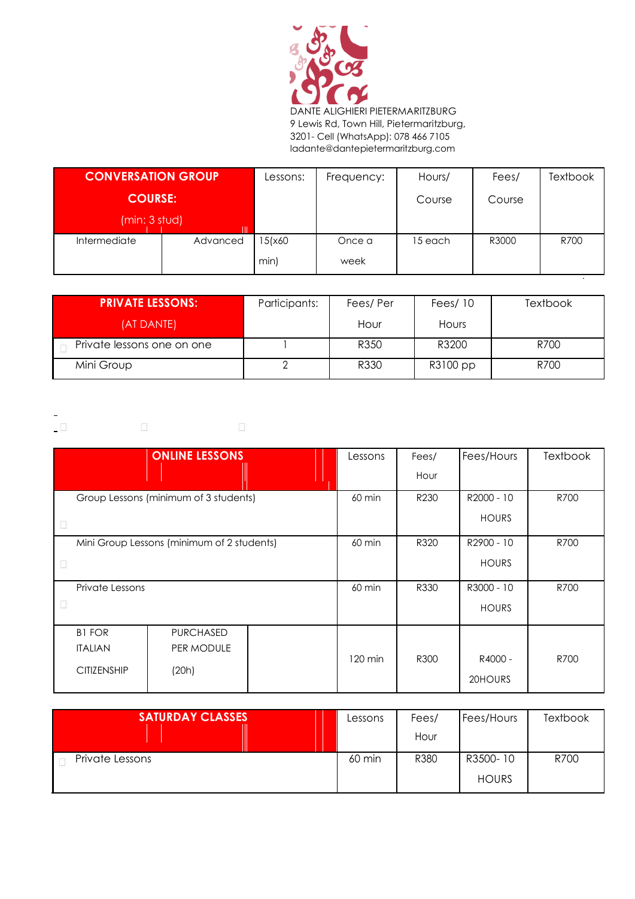DANTE ALIGHIERI PIETERMARITZBURG
9 Lewis Rd, Town Hill, Pietermaritzburg,
3201- Cell (WhatsApp): 078 466 7105
ladante@dantepietermaritzburg.com

| CONVERSATION GROUP COURSE: (min: 3 stud) | | Lessons: | Frequency: | Hours/ Course | Fees/ Course | Textbook |
|---|---|---|---|---|---|---|
| Intermediate | Advanced | 15(x60 min) | Once a week | 15 each | R3000 | R700 |

| PRIVATE LESSONS: (AT DANTE) | Participants: | Fees/ Per Hour | Fees/ 10 Hours | Textbook |
|---|---|---|---|---|
| Private lessons one on one | 1 | R350 | R3200 | R700 |
| Mini Group | 2 | R330 | R3100 pp | R700 |

| ONLINE LESSONS | | Lessons | Fees/ Hour | Fees/Hours | Textbook |
|---|---|---|---|---|---|
| Group Lessons (minimum of 3 students) | | 60 min | R230 | R2000 - 10 HOURS | R700 |
| Mini Group Lessons (minimum of 2 students) | | 60 min | R320 | R2900 - 10 HOURS | R700 |
| Private Lessons | | 60 min | R330 | R3000 - 10 HOURS | R700 |
| B1 FOR ITALIAN CITIZENSHIP | PURCHASED PER MODULE (20h) | 120 min | R300 | R4000 - 20HOURS | R700 |

| SATURDAY CLASSES | Lessons | Fees/ Hour | Fees/Hours | Textbook |
|---|---|---|---|---|
| Private Lessons | 60 min | R380 | R3500- 10 HOURS | R700 |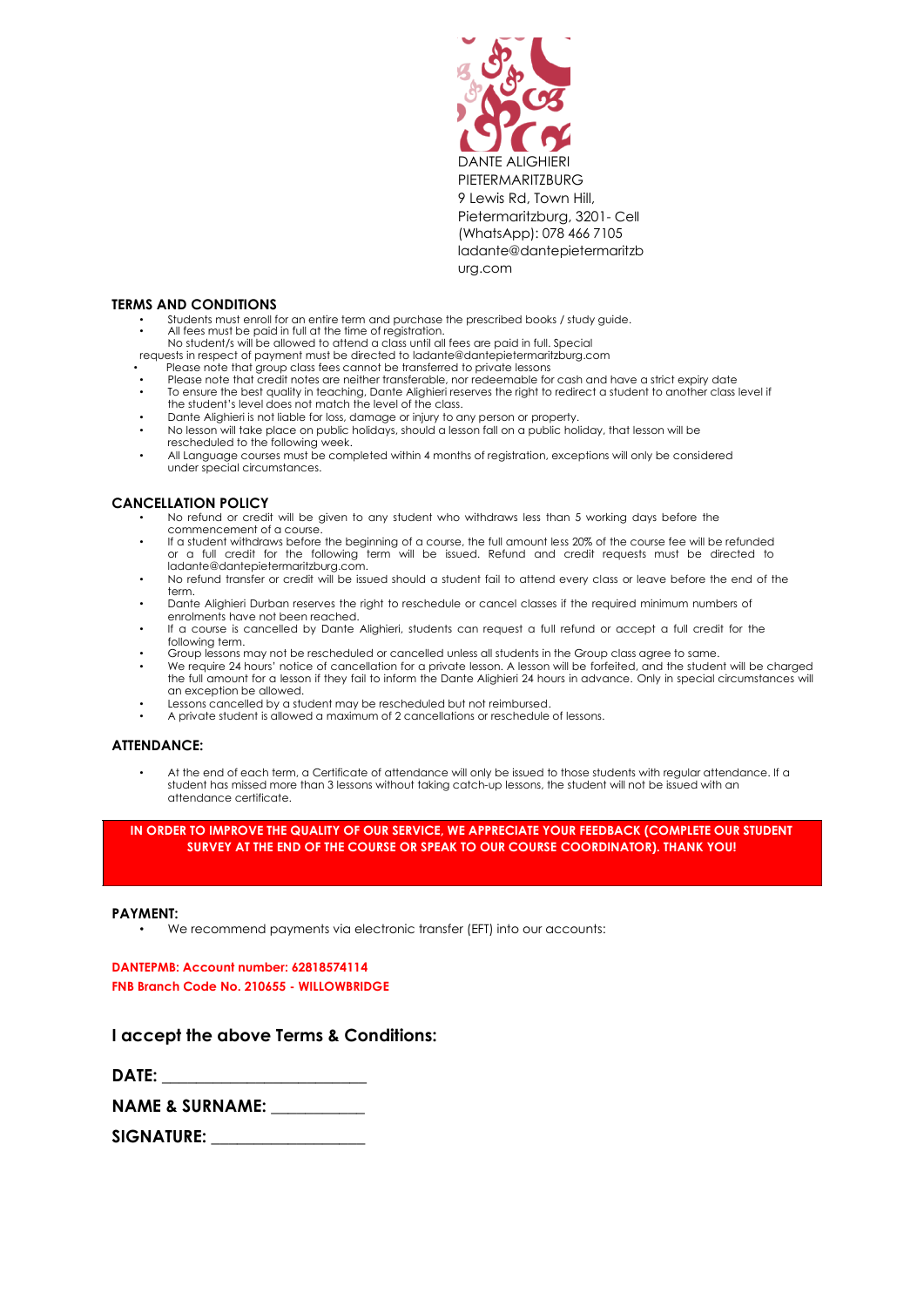DANTE ALIGHIERI
PIETERMARITZBURG
9 Lewis Rd, Town Hill,
Pietermaritzburg, 3201- Cell
(WhatsApp): 078 466 7105
ladante@dantepietermaritzburg.com

## TERMS AND CONDITIONS

- Students must enroll for an entire term and purchase the prescribed books / study guide.
- All fees must be paid in full at the time of registration.
  No student/s will be allowed to attend a class until all fees are paid in full. Special requests in respect of payment must be directed to ladante@dantepietermaritzburg.com
- Please note that group class fees cannot be transferred to private lessons
- Please note that credit notes are neither transferable, nor redeemable for cash and have a strict expiry date
- To ensure the best quality in teaching, Dante Alighieri reserves the right to redirect a student to another class level if the student's level does not match the level of the class.
- Dante Alighieri is not liable for loss, damage or injury to any person or property.
- No lesson will take place on public holidays, should a lesson fall on a public holiday, that lesson will be rescheduled to the following week.
- All Language courses must be completed within 4 months of registration, exceptions will only be considered under special circumstances.

## CANCELLATION POLICY

- No refund or credit will be given to any student who withdraws less than 5 working days before the commencement of a course.
- If a student withdraws before the beginning of a course, the full amount less 20% of the course fee will be refunded or a full credit for the following term will be issued. Refund and credit requests must be directed to ladante@dantepietermaritzburg.com.
- No refund transfer or credit will be issued should a student fail to attend every class or leave before the end of the term.
- Dante Alighieri Durban reserves the right to reschedule or cancel classes if the required minimum numbers of enrolments have not been reached.
- If a course is cancelled by Dante Alighieri, students can request a full refund or accept a full credit for the following term.
- Group lessons may not be rescheduled or cancelled unless all students in the Group class agree to same.
- We require 24 hours' notice of cancellation for a private lesson. A lesson will be forfeited, and the student will be charged the full amount for a lesson if they fail to inform the Dante Alighieri 24 hours in advance. Only in special circumstances will an exception be allowed.
- Lessons cancelled by a student may be rescheduled but not reimbursed.
- A private student is allowed a maximum of 2 cancellations or reschedule of lessons.

## ATTENDANCE:

- At the end of each term, a Certificate of attendance will only be issued to those students with regular attendance. If a student has missed more than 3 lessons without taking catch-up lessons, the student will not be issued with an attendance certificate.

**IN ORDER TO IMPROVE THE QUALITY OF OUR SERVICE, WE APPRECIATE YOUR FEEDBACK (COMPLETE OUR STUDENT SURVEY AT THE END OF THE COURSE OR SPEAK TO OUR COURSE COORDINATOR). THANK YOU!**

## PAYMENT:

- We recommend payments via electronic transfer (EFT) into our accounts:

**DANTEPMB: Account number: 62818574114**
**FNB Branch Code No. 210655 - WILLOWBRIDGE**

## I accept the above Terms & Conditions:

**DATE:** ________________________

**NAME & SURNAME:** ___________

**SIGNATURE:** __________________